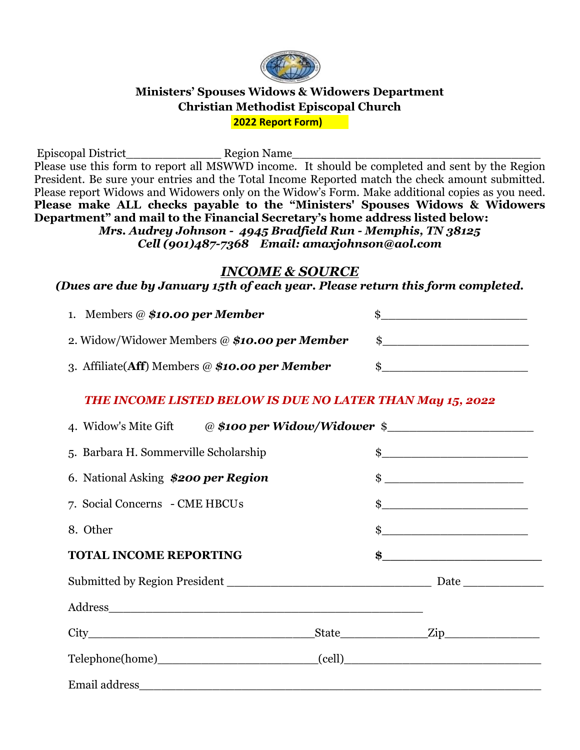# Ministers' Spouses Widows & Widowers Department
## Christian Methodist Episcopal Church
**2022 Report Form)**

Episcopal District______________ Region Name____________________________________

Please use this form to report all MSWWD income. It should be completed and sent by the Region President. Be sure your entries and the Total Income Reported match the check amount submitted. Please report Widows and Widowers only on the Widow's Form. Make additional copies as you need. **Please make ALL checks payable to the "Ministers' Spouses Widows & Widowers Department" and mail to the Financial Secretary's home address listed below:**

***Mrs. Audrey Johnson - 4945 Bradfield Run - Memphis, TN 38125***
***Cell (901)487-7368 Email: amaxjohnson@aol.com***

## *INCOME & SOURCE*

***(Dues are due by January 15th of each year. Please return this form completed.***

1. Members @ ***$10.00 per Member*** $_____________________
2. Widow/Widower Members @ ***$10.00 per Member*** $_____________________
3. Affiliate(**Aff**) Members @ ***$10.00 per Member*** $_____________________

***THE INCOME LISTED BELOW IS DUE NO LATER THAN May 15, 2022***

4. Widow's Mite Gift @ ***$100 per Widow/Widower*** $_____________________
5. Barbara H. Sommerville Scholarship $_____________________
6. National Asking ***$200 per Region*** $ _____________________
7. Social Concerns - CME HBCUs $_____________________
8. Other $_____________________

**TOTAL INCOME REPORTING** **$**_______________________

Submitted by Region President ______________________________ Date _____________

Address_______________________________________________

City_________________________________State______________Zip________________

Telephone(home)________________________(cell)______________________________

Email address___________________________________________________________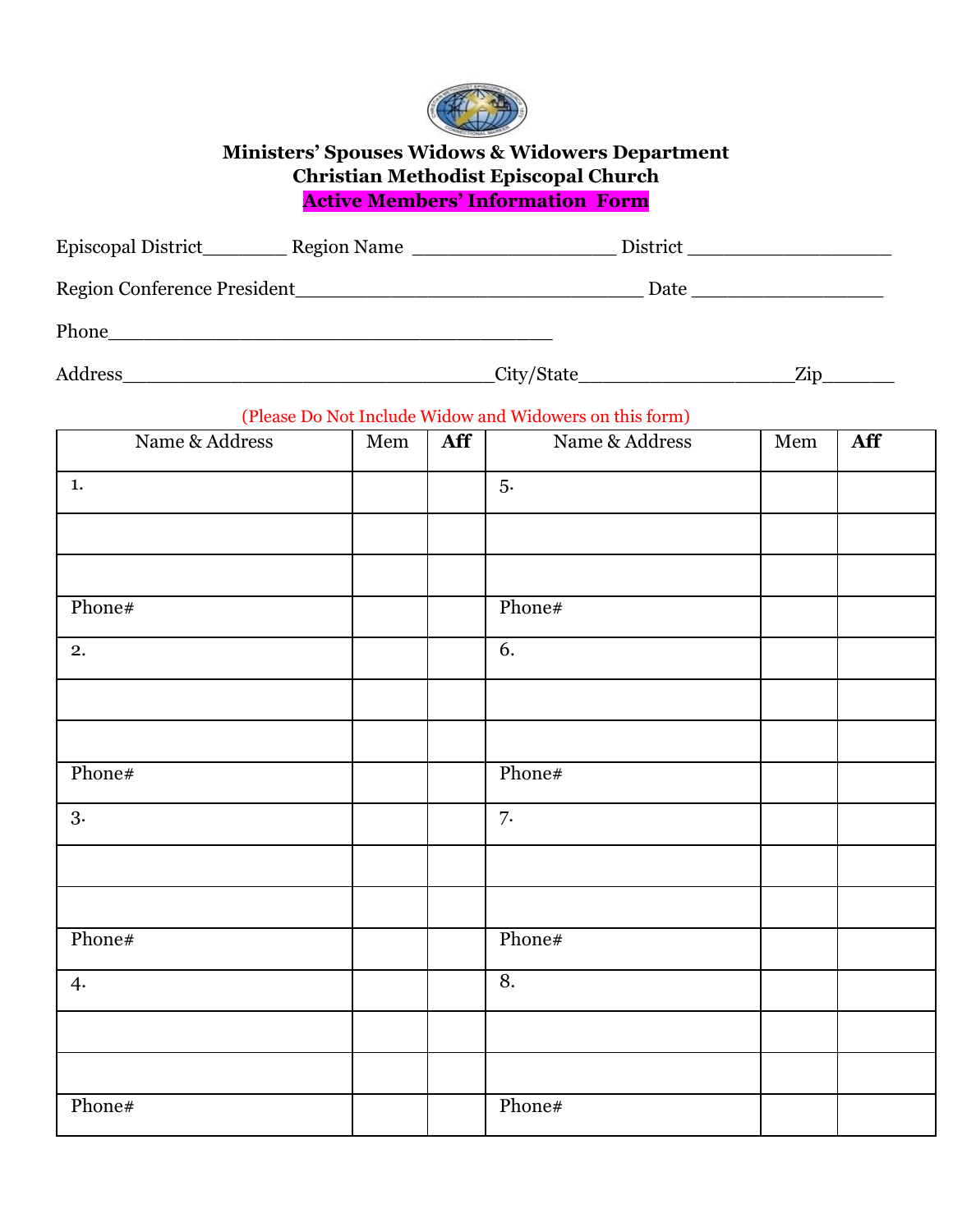**Ministers' Spouses Widows & Widowers Department**
**Christian Methodist Episcopal Church**
**Active Members' Information Form**

Episcopal District________ Region Name ___________________ District ___________________

Region Conference President________________________________ Date __________________

Phone_________________________________________

Address__________________________________City/State____________________Zip_______

(Please Do Not Include Widow and Widowers on this form)

| Name & Address | Mem | **Aff** | Name & Address | Mem | **Aff** |
|---|---|---|---|---|---|
| 1. | | | 5. | | |
| | | | | | |
| | | | | | |
| Phone# | | | Phone# | | |
| 2. | | | 6. | | |
| | | | | | |
| | | | | | |
| Phone# | | | Phone# | | |
| 3. | | | 7. | | |
| | | | | | |
| | | | | | |
| Phone# | | | Phone# | | |
| 4. | | | 8. | | |
| | | | | | |
| | | | | | |
| Phone# | | | Phone# | | |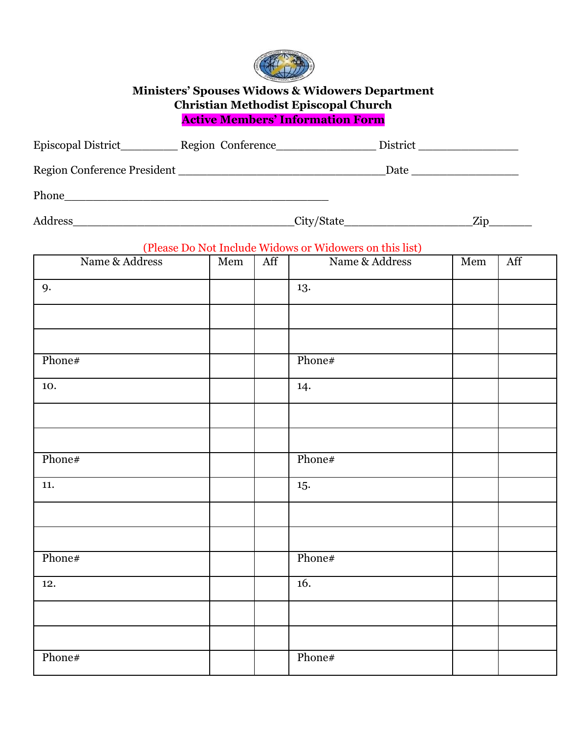**Ministers' Spouses Widows & Widowers Department**
**Christian Methodist Episcopal Church**
**Active Members' Information Form**

Episcopal District_________ Region Conference_______________ District _______________

Region Conference President _______________________________Date ________________

Phone________________________________________

Address_________________________________City/State___________________Zip_______

(Please Do Not Include Widows or Widowers on this list)

| Name & Address | Mem | Aff | Name & Address | Mem | Aff |
|---|---|---|---|---|---|
| 9. | | | 13. | | |
| | | | | | |
| | | | | | |
| Phone# | | | Phone# | | |
| 10. | | | 14. | | |
| | | | | | |
| | | | | | |
| Phone# | | | Phone# | | |
| 11. | | | 15. | | |
| | | | | | |
| | | | | | |
| Phone# | | | Phone# | | |
| 12. | | | 16. | | |
| | | | | | |
| | | | | | |
| Phone# | | | Phone# | | |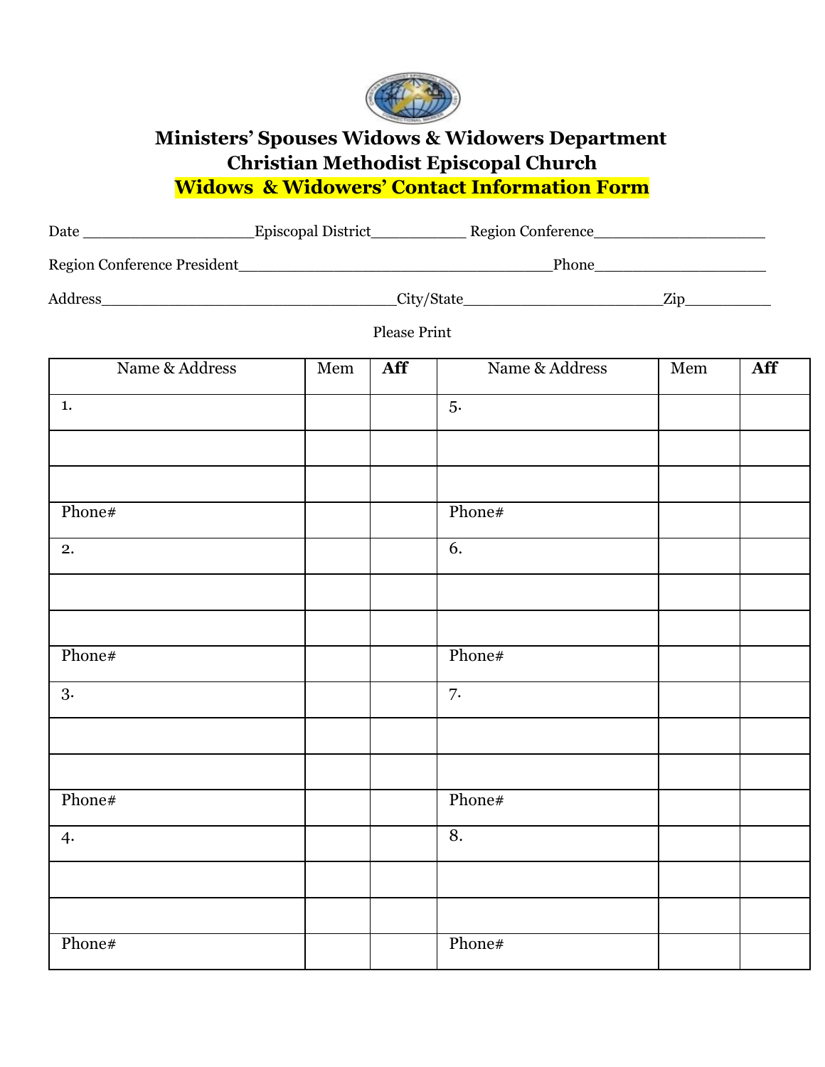# Ministers' Spouses Widows & Widowers Department
# Christian Methodist Episcopal Church
## Widows & Widowers' Contact Information Form

Date ____________________Episcopal District___________ Region Conference____________________

Region Conference President____________________________________Phone____________________

Address__________________________________City/State______________________Zip__________

Please Print

| Name & Address | Mem | **Aff** | Name & Address | Mem | **Aff** |
|---|---|---|---|---|---|
| 1. | | | 5. | | |
| | | | | | |
| | | | | | |
| Phone# | | | Phone# | | |
| 2. | | | 6. | | |
| | | | | | |
| | | | | | |
| Phone# | | | Phone# | | |
| 3. | | | 7. | | |
| | | | | | |
| | | | | | |
| Phone# | | | Phone# | | |
| 4. | | | 8. | | |
| | | | | | |
| | | | | | |
| Phone# | | | Phone# | | |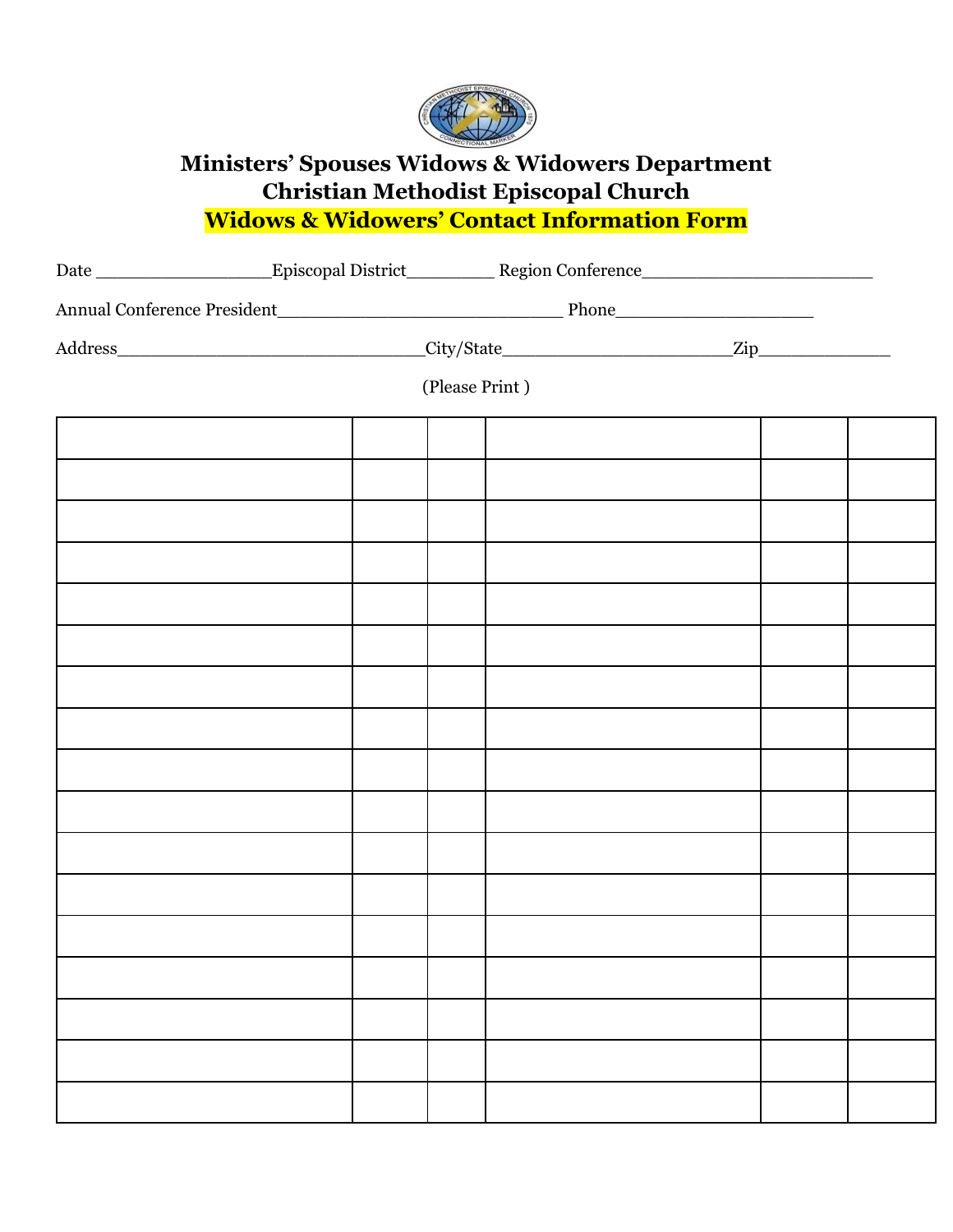# Ministers' Spouses Widows & Widowers Department
## Christian Methodist Episcopal Church
## **Widows & Widowers' Contact Information Form**

Date ________________Episcopal District________ Region Conference_____________________

Annual Conference President__________________________ Phone__________________

Address____________________________City/State_____________________Zip____________

(Please Print )

| | | | | | |
|---|---|---|---|---|---|
| | | | | | |
| | | | | | |
| | | | | | |
| | | | | | |
| | | | | | |
| | | | | | |
| | | | | | |
| | | | | | |
| | | | | | |
| | | | | | |
| | | | | | |
| | | | | | |
| | | | | | |
| | | | | | |
| | | | | | |
| | | | | | |
| | | | | | |